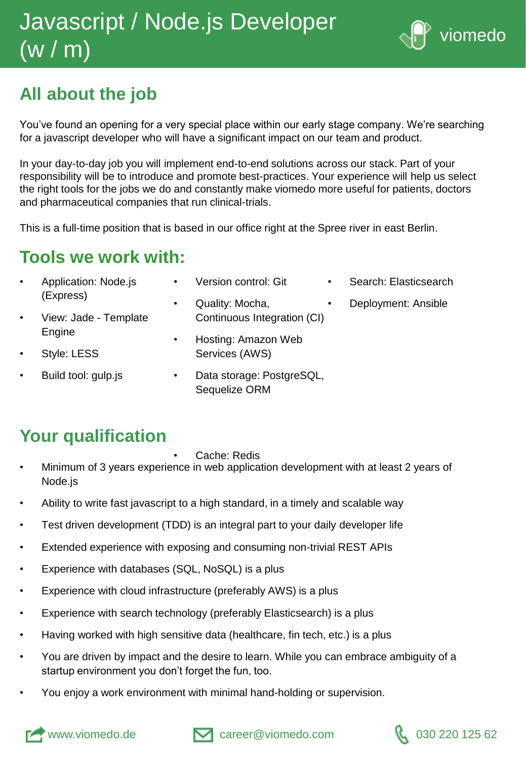# Javascript / Node.js Developer (w / m)

viomedo

## All about the job

You've found an opening for a very special place within our early stage company. We're searching for a javascript developer who will have a significant impact on our team and product.

In your day-to-day job you will implement end-to-end solutions across our stack. Part of your responsibility will be to introduce and promote best-practices. Your experience will help us select the right tools for the jobs we do and constantly make viomedo more useful for patients, doctors and pharmaceutical companies that run clinical-trials.

This is a full-time position that is based in our office right at the Spree river in east Berlin.

## Tools we work with:

- Application: Node.js (Express)
- View: Jade - Template Engine
- Style: LESS
- Build tool: gulp.js
- Version control: Git
- Quality: Mocha, Continuous Integration (CI)
- Hosting: Amazon Web Services (AWS)
- Data storage: PostgreSQL, Sequelize ORM
- Cache: Redis
- Search: Elasticsearch
- Deployment: Ansible

## Your qualification

- Minimum of 3 years experience in web application development with at least 2 years of Node.js
- Ability to write fast javascript to a high standard, in a timely and scalable way
- Test driven development (TDD) is an integral part to your daily developer life
- Extended experience with exposing and consuming non-trivial REST APIs
- Experience with databases (SQL, NoSQL) is a plus
- Experience with cloud infrastructure (preferably AWS) is a plus
- Experience with search technology (preferably Elasticsearch) is a plus
- Having worked with high sensitive data (healthcare, fin tech, etc.) is a plus
- You are driven by impact and the desire to learn. While you can embrace ambiguity of a startup environment you don't forget the fun, too.
- You enjoy a work environment with minimal hand-holding or supervision.

www.viomedo.de career@viomedo.com 030 220 125 62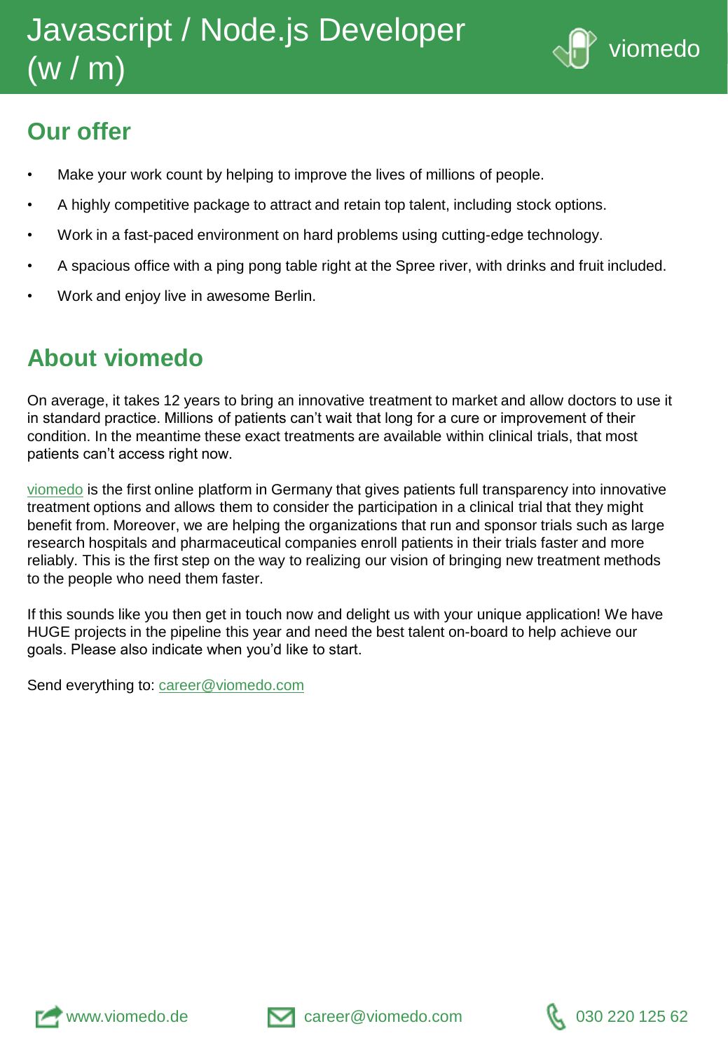# Javascript / Node.js Developer (w / m)

viomedo

## Our offer

- Make your work count by helping to improve the lives of millions of people.
- A highly competitive package to attract and retain top talent, including stock options.
- Work in a fast-paced environment on hard problems using cutting-edge technology.
- A spacious office with a ping pong table right at the Spree river, with drinks and fruit included.
- Work and enjoy live in awesome Berlin.

## About viomedo

On average, it takes 12 years to bring an innovative treatment to market and allow doctors to use it in standard practice. Millions of patients can't wait that long for a cure or improvement of their condition. In the meantime these exact treatments are available within clinical trials, that most patients can't access right now.

viomedo is the first online platform in Germany that gives patients full transparency into innovative treatment options and allows them to consider the participation in a clinical trial that they might benefit from. Moreover, we are helping the organizations that run and sponsor trials such as large research hospitals and pharmaceutical companies enroll patients in their trials faster and more reliably. This is the first step on the way to realizing our vision of bringing new treatment methods to the people who need them faster.

If this sounds like you then get in touch now and delight us with your unique application! We have HUGE projects in the pipeline this year and need the best talent on-board to help achieve our goals. Please also indicate when you'd like to start.

Send everything to: career@viomedo.com

www.viomedo.de   career@viomedo.com   030 220 125 62